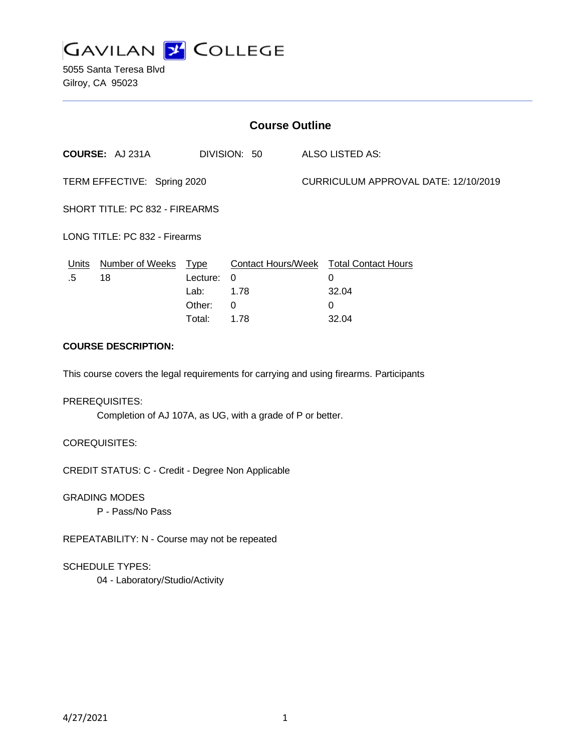# GAVILAN COLLEGE

5055 Santa Teresa Blvd
Gilroy, CA 95023

## Course Outline

**COURSE:** AJ 231A DIVISION: 50 ALSO LISTED AS:

TERM EFFECTIVE: Spring 2020 CURRICULUM APPROVAL DATE: 12/10/2019

SHORT TITLE: PC 832 - FIREARMS

LONG TITLE: PC 832 - Firearms

| Units | Number of Weeks | Type | Contact Hours/Week | Total Contact Hours |
|---|---|---|---|---|
| .5 | 18 | Lecture: | 0 | 0 |
| | | Lab: | 1.78 | 32.04 |
| | | Other: | 0 | 0 |
| | | Total: | 1.78 | 32.04 |

**COURSE DESCRIPTION:**

This course covers the legal requirements for carrying and using firearms. Participants

PREREQUISITES:

Completion of AJ 107A, as UG, with a grade of P or better.

COREQUISITES:

CREDIT STATUS: C - Credit - Degree Non Applicable

GRADING MODES

P - Pass/No Pass

REPEATABILITY: N - Course may not be repeated

SCHEDULE TYPES:

04 - Laboratory/Studio/Activity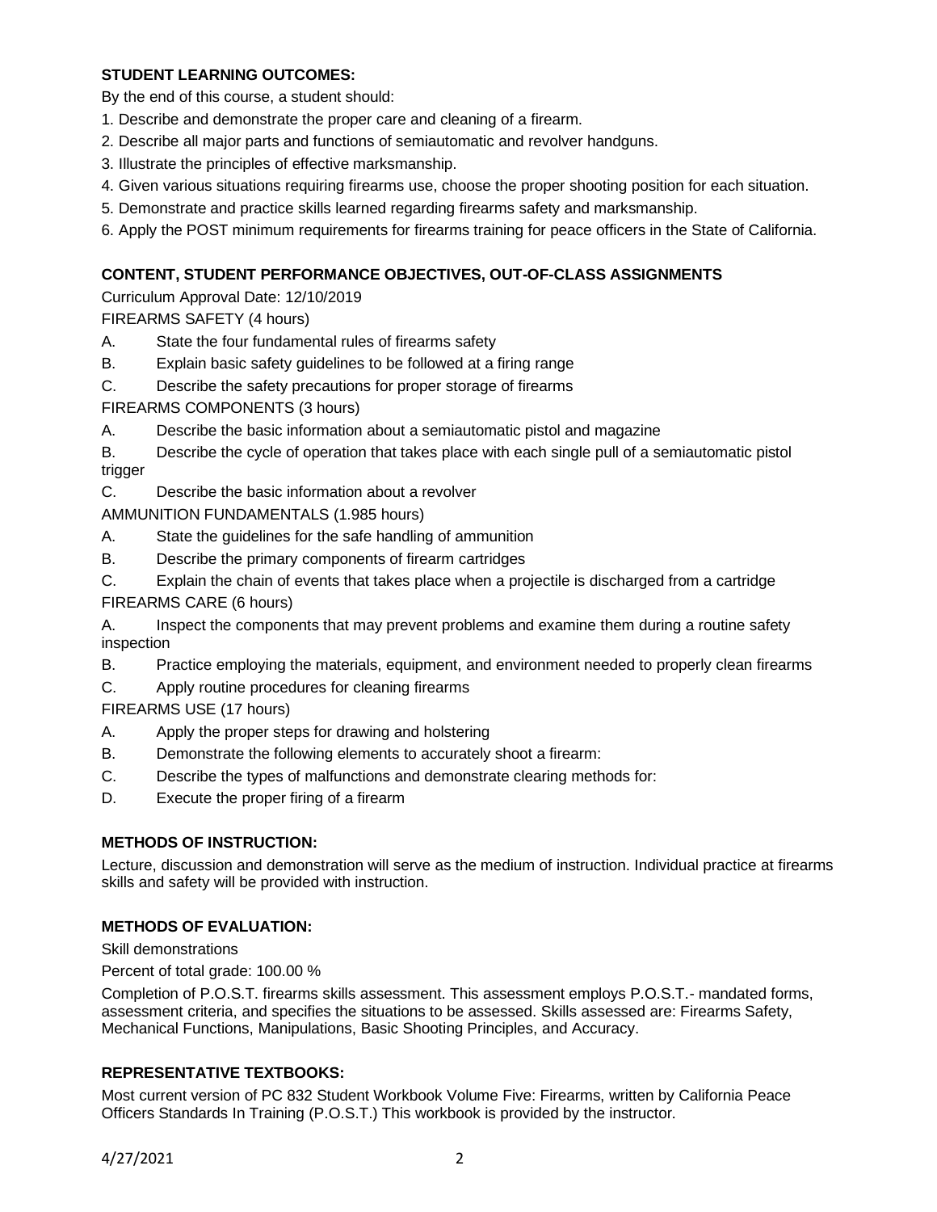## STUDENT LEARNING OUTCOMES:

By the end of this course, a student should:

1. Describe and demonstrate the proper care and cleaning of a firearm.
2. Describe all major parts and functions of semiautomatic and revolver handguns.
3. Illustrate the principles of effective marksmanship.
4. Given various situations requiring firearms use, choose the proper shooting position for each situation.
5. Demonstrate and practice skills learned regarding firearms safety and marksmanship.
6. Apply the POST minimum requirements for firearms training for peace officers in the State of California.

## CONTENT, STUDENT PERFORMANCE OBJECTIVES, OUT-OF-CLASS ASSIGNMENTS

Curriculum Approval Date: 12/10/2019

FIREARMS SAFETY (4 hours)

A. State the four fundamental rules of firearms safety

B. Explain basic safety guidelines to be followed at a firing range

C. Describe the safety precautions for proper storage of firearms

FIREARMS COMPONENTS (3 hours)

A. Describe the basic information about a semiautomatic pistol and magazine

B. Describe the cycle of operation that takes place with each single pull of a semiautomatic pistol trigger

C. Describe the basic information about a revolver

AMMUNITION FUNDAMENTALS (1.985 hours)

A. State the guidelines for the safe handling of ammunition

B. Describe the primary components of firearm cartridges

C. Explain the chain of events that takes place when a projectile is discharged from a cartridge

FIREARMS CARE (6 hours)

A. Inspect the components that may prevent problems and examine them during a routine safety inspection

B. Practice employing the materials, equipment, and environment needed to properly clean firearms

C. Apply routine procedures for cleaning firearms

FIREARMS USE (17 hours)

A. Apply the proper steps for drawing and holstering

B. Demonstrate the following elements to accurately shoot a firearm:

C. Describe the types of malfunctions and demonstrate clearing methods for:

D. Execute the proper firing of a firearm

## METHODS OF INSTRUCTION:

Lecture, discussion and demonstration will serve as the medium of instruction. Individual practice at firearms skills and safety will be provided with instruction.

## METHODS OF EVALUATION:

Skill demonstrations

Percent of total grade: 100.00 %

Completion of P.O.S.T. firearms skills assessment. This assessment employs P.O.S.T.- mandated forms, assessment criteria, and specifies the situations to be assessed. Skills assessed are: Firearms Safety, Mechanical Functions, Manipulations, Basic Shooting Principles, and Accuracy.

## REPRESENTATIVE TEXTBOOKS:

Most current version of PC 832 Student Workbook Volume Five: Firearms, written by California Peace Officers Standards In Training (P.O.S.T.) This workbook is provided by the instructor.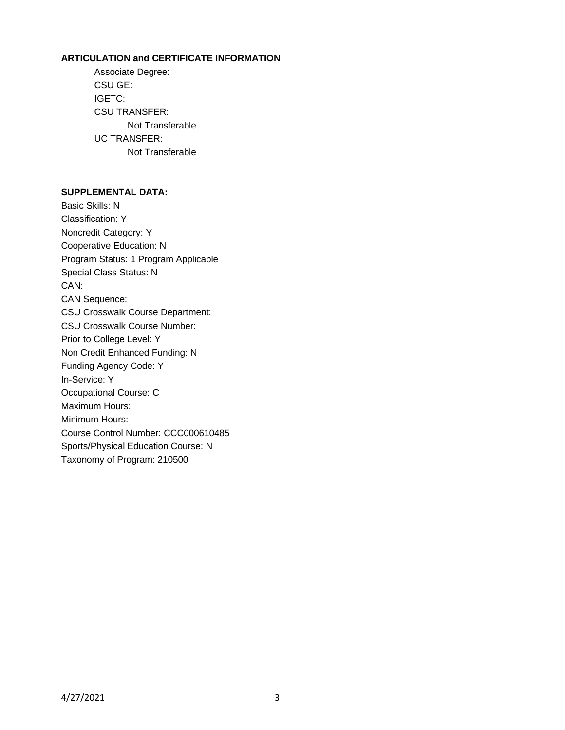**ARTICULATION and CERTIFICATE INFORMATION**

Associate Degree:
CSU GE:
IGETC:
CSU TRANSFER:
  Not Transferable
UC TRANSFER:
  Not Transferable

**SUPPLEMENTAL DATA:**

Basic Skills: N
Classification: Y
Noncredit Category: Y
Cooperative Education: N
Program Status: 1 Program Applicable
Special Class Status: N
CAN:
CAN Sequence:
CSU Crosswalk Course Department:
CSU Crosswalk Course Number:
Prior to College Level: Y
Non Credit Enhanced Funding: N
Funding Agency Code: Y
In-Service: Y
Occupational Course: C
Maximum Hours:
Minimum Hours:
Course Control Number: CCC000610485
Sports/Physical Education Course: N
Taxonomy of Program: 210500